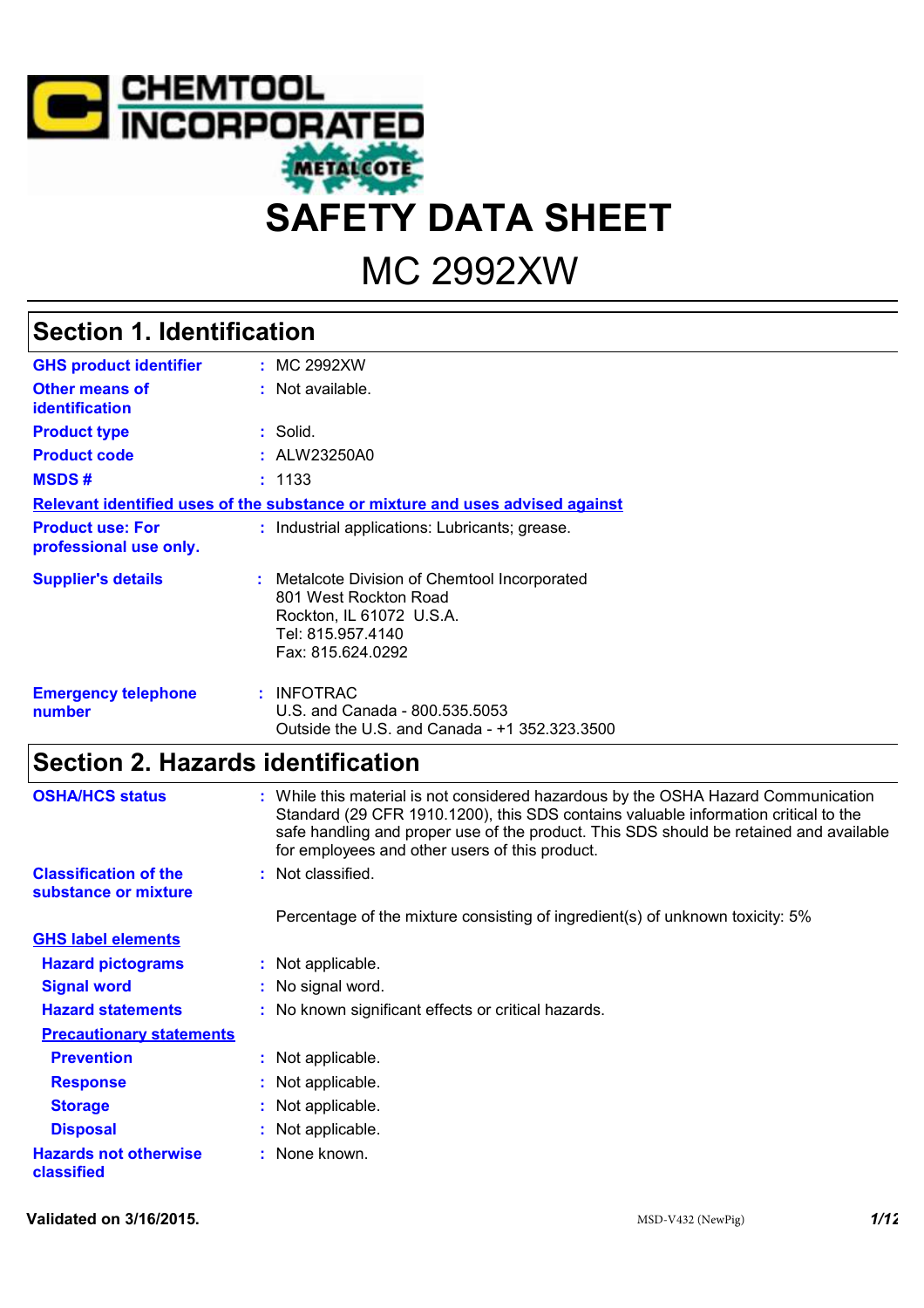CHEMTOOL INCORPORATED

METALCOTE

# SAFETY DATA SHEET

# MC 2992XW

## Section 1. Identification

| | |
|---|---|
| **GHS product identifier** | : MC 2992XW |
| **Other means of identification** | : Not available. |
| **Product type** | : Solid. |
| **Product code** | : ALW23250A0 |
| **MSDS #** | : 1133 |

**Relevant identified uses of the substance or mixture and uses advised against**

| | |
|---|---|
| **Product use: For professional use only.** | : Industrial applications: Lubricants; grease. |
| **Supplier's details** | : Metalcote Division of Chemtool Incorporated<br>801 West Rockton Road<br>Rockton, IL 61072 U.S.A.<br>Tel: 815.957.4140<br>Fax: 815.624.0292 |
| **Emergency telephone number** | : INFOTRAC<br>U.S. and Canada - 800.535.5053<br>Outside the U.S. and Canada - +1 352.323.3500 |

## Section 2. Hazards identification

| | |
|---|---|
| **OSHA/HCS status** | : While this material is not considered hazardous by the OSHA Hazard Communication Standard (29 CFR 1910.1200), this SDS contains valuable information critical to the safe handling and proper use of the product. This SDS should be retained and available for employees and other users of this product. |
| **Classification of the substance or mixture** | : Not classified. |
| | Percentage of the mixture consisting of ingredient(s) of unknown toxicity: 5% |

**GHS label elements**

| | |
|---|---|
| **Hazard pictograms** | : Not applicable. |
| **Signal word** | : No signal word. |
| **Hazard statements** | : No known significant effects or critical hazards. |

**Precautionary statements**

| | |
|---|---|
| **Prevention** | : Not applicable. |
| **Response** | : Not applicable. |
| **Storage** | : Not applicable. |
| **Disposal** | : Not applicable. |
| **Hazards not otherwise classified** | : None known. |

Validated on 3/16/2015.

MSD-V432 (NewPig)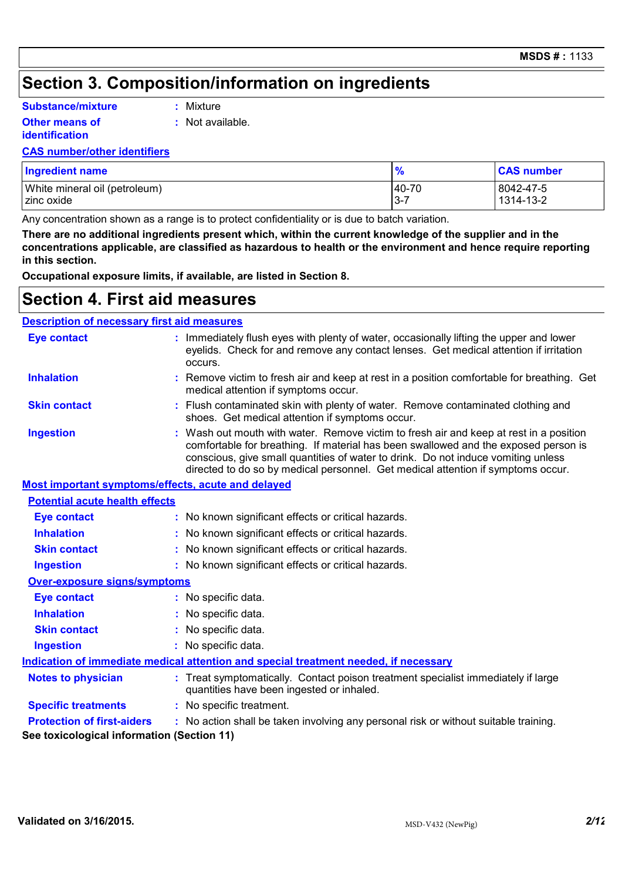## Section 3. Composition/information on ingredients

**Substance/mixture** : Mixture

**Other means of identification** : Not available.

**CAS number/other identifiers**

| Ingredient name | % | CAS number |
|---|---|---|
| White mineral oil (petroleum) | 40-70 | 8042-47-5 |
| zinc oxide | 3-7 | 1314-13-2 |

Any concentration shown as a range is to protect confidentiality or is due to batch variation.

**There are no additional ingredients present which, within the current knowledge of the supplier and in the concentrations applicable, are classified as hazardous to health or the environment and hence require reporting in this section.**

**Occupational exposure limits, if available, are listed in Section 8.**

## Section 4. First aid measures

**Description of necessary first aid measures**

**Eye contact** : Immediately flush eyes with plenty of water, occasionally lifting the upper and lower eyelids. Check for and remove any contact lenses. Get medical attention if irritation occurs.

**Inhalation** : Remove victim to fresh air and keep at rest in a position comfortable for breathing. Get medical attention if symptoms occur.

**Skin contact** : Flush contaminated skin with plenty of water. Remove contaminated clothing and shoes. Get medical attention if symptoms occur.

**Ingestion** : Wash out mouth with water. Remove victim to fresh air and keep at rest in a position comfortable for breathing. If material has been swallowed and the exposed person is conscious, give small quantities of water to drink. Do not induce vomiting unless directed to do so by medical personnel. Get medical attention if symptoms occur.

**Most important symptoms/effects, acute and delayed**

**Potential acute health effects**

**Eye contact** : No known significant effects or critical hazards.

**Inhalation** : No known significant effects or critical hazards.

**Skin contact** : No known significant effects or critical hazards.

**Ingestion** : No known significant effects or critical hazards.

**Over-exposure signs/symptoms**

**Eye contact** : No specific data.

**Inhalation** : No specific data.

**Skin contact** : No specific data.

**Ingestion** : No specific data.

**Indication of immediate medical attention and special treatment needed, if necessary**

**Notes to physician** : Treat symptomatically. Contact poison treatment specialist immediately if large quantities have been ingested or inhaled.

**Specific treatments** : No specific treatment.

**Protection of first-aiders** : No action shall be taken involving any personal risk or without suitable training.

**See toxicological information (Section 11)**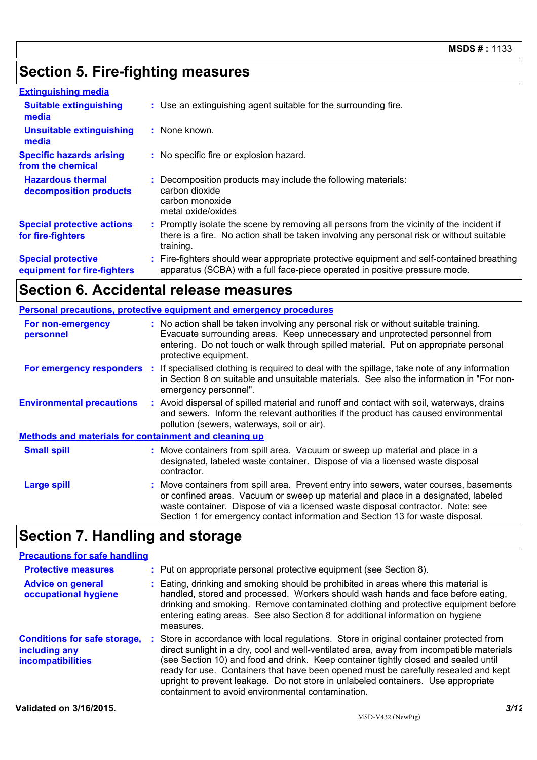## Section 5. Fire-fighting measures

### Extinguishing media

| | |
|---|---|
| **Suitable extinguishing media** | Use an extinguishing agent suitable for the surrounding fire. |
| **Unsuitable extinguishing media** | None known. |
| **Specific hazards arising from the chemical** | No specific fire or explosion hazard. |
| **Hazardous thermal decomposition products** | Decomposition products may include the following materials:<br>carbon dioxide<br>carbon monoxide<br>metal oxide/oxides |
| **Special protective actions for fire-fighters** | Promptly isolate the scene by removing all persons from the vicinity of the incident if there is a fire. No action shall be taken involving any personal risk or without suitable training. |
| **Special protective equipment for fire-fighters** | Fire-fighters should wear appropriate protective equipment and self-contained breathing apparatus (SCBA) with a full face-piece operated in positive pressure mode. |

## Section 6. Accidental release measures

### Personal precautions, protective equipment and emergency procedures

| | |
|---|---|
| **For non-emergency personnel** | No action shall be taken involving any personal risk or without suitable training. Evacuate surrounding areas. Keep unnecessary and unprotected personnel from entering. Do not touch or walk through spilled material. Put on appropriate personal protective equipment. |
| **For emergency responders** | If specialised clothing is required to deal with the spillage, take note of any information in Section 8 on suitable and unsuitable materials. See also the information in "For non-emergency personnel". |
| **Environmental precautions** | Avoid dispersal of spilled material and runoff and contact with soil, waterways, drains and sewers. Inform the relevant authorities if the product has caused environmental pollution (sewers, waterways, soil or air). |

### Methods and materials for containment and cleaning up

| | |
|---|---|
| **Small spill** | Move containers from spill area. Vacuum or sweep up material and place in a designated, labeled waste container. Dispose of via a licensed waste disposal contractor. |
| **Large spill** | Move containers from spill area. Prevent entry into sewers, water courses, basements or confined areas. Vacuum or sweep up material and place in a designated, labeled waste container. Dispose of via a licensed waste disposal contractor. Note: see Section 1 for emergency contact information and Section 13 for waste disposal. |

## Section 7. Handling and storage

### Precautions for safe handling

| | |
|---|---|
| **Protective measures** | Put on appropriate personal protective equipment (see Section 8). |
| **Advice on general occupational hygiene** | Eating, drinking and smoking should be prohibited in areas where this material is handled, stored and processed. Workers should wash hands and face before eating, drinking and smoking. Remove contaminated clothing and protective equipment before entering eating areas. See also Section 8 for additional information on hygiene measures. |
| **Conditions for safe storage, including any incompatibilities** | Store in accordance with local regulations. Store in original container protected from direct sunlight in a dry, cool and well-ventilated area, away from incompatible materials (see Section 10) and food and drink. Keep container tightly closed and sealed until ready for use. Containers that have been opened must be carefully resealed and kept upright to prevent leakage. Do not store in unlabeled containers. Use appropriate containment to avoid environmental contamination. |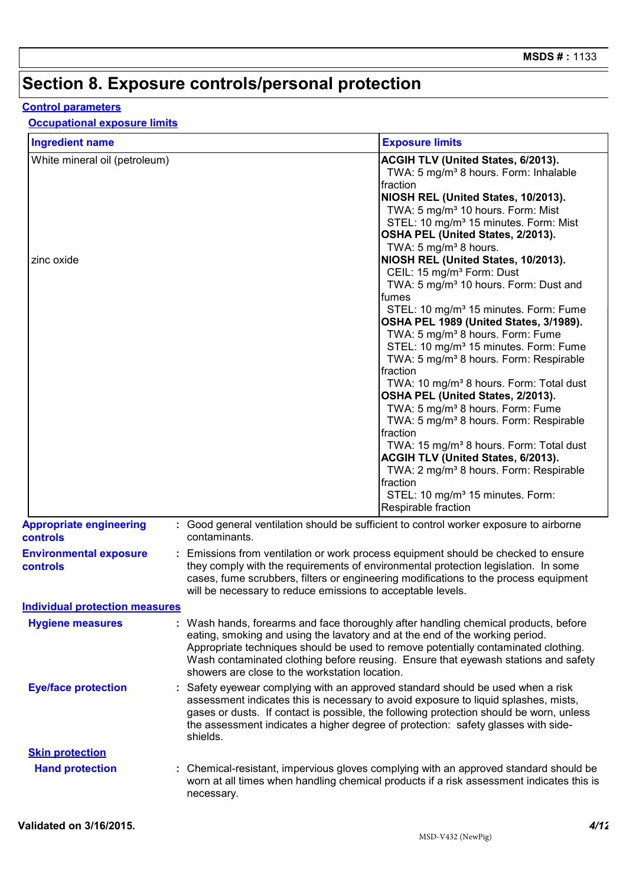# Section 8. Exposure controls/personal protection

## Control parameters

### Occupational exposure limits

| Ingredient name | Exposure limits |
|---|---|
| White mineral oil (petroleum) | **ACGIH TLV (United States, 6/2013).**<br>TWA: 5 mg/m³ 8 hours. Form: Inhalable fraction<br>**NIOSH REL (United States, 10/2013).**<br>TWA: 5 mg/m³ 10 hours. Form: Mist<br>STEL: 10 mg/m³ 15 minutes. Form: Mist<br>**OSHA PEL (United States, 2/2013).**<br>TWA: 5 mg/m³ 8 hours. |
| zinc oxide | **NIOSH REL (United States, 10/2013).**<br>CEIL: 15 mg/m³ Form: Dust<br>TWA: 5 mg/m³ 10 hours. Form: Dust and fumes<br>STEL: 10 mg/m³ 15 minutes. Form: Fume<br>**OSHA PEL 1989 (United States, 3/1989).**<br>TWA: 5 mg/m³ 8 hours. Form: Fume<br>STEL: 10 mg/m³ 15 minutes. Form: Fume<br>TWA: 5 mg/m³ 8 hours. Form: Respirable fraction<br>TWA: 10 mg/m³ 8 hours. Form: Total dust<br>**OSHA PEL (United States, 2/2013).**<br>TWA: 5 mg/m³ 8 hours. Form: Fume<br>TWA: 5 mg/m³ 8 hours. Form: Respirable fraction<br>TWA: 15 mg/m³ 8 hours. Form: Total dust<br>**ACGIH TLV (United States, 6/2013).**<br>TWA: 2 mg/m³ 8 hours. Form: Respirable fraction<br>STEL: 10 mg/m³ 15 minutes. Form: Respirable fraction |

**Appropriate engineering controls** : Good general ventilation should be sufficient to control worker exposure to airborne contaminants.

**Environmental exposure controls** : Emissions from ventilation or work process equipment should be checked to ensure they comply with the requirements of environmental protection legislation. In some cases, fume scrubbers, filters or engineering modifications to the process equipment will be necessary to reduce emissions to acceptable levels.

## Individual protection measures

**Hygiene measures** : Wash hands, forearms and face thoroughly after handling chemical products, before eating, smoking and using the lavatory and at the end of the working period. Appropriate techniques should be used to remove potentially contaminated clothing. Wash contaminated clothing before reusing. Ensure that eyewash stations and safety showers are close to the workstation location.

**Eye/face protection** : Safety eyewear complying with an approved standard should be used when a risk assessment indicates this is necessary to avoid exposure to liquid splashes, mists, gases or dusts. If contact is possible, the following protection should be worn, unless the assessment indicates a higher degree of protection: safety glasses with side-shields.

### Skin protection

**Hand protection** : Chemical-resistant, impervious gloves complying with an approved standard should be worn at all times when handling chemical products if a risk assessment indicates this is necessary.

Validated on 3/16/2015.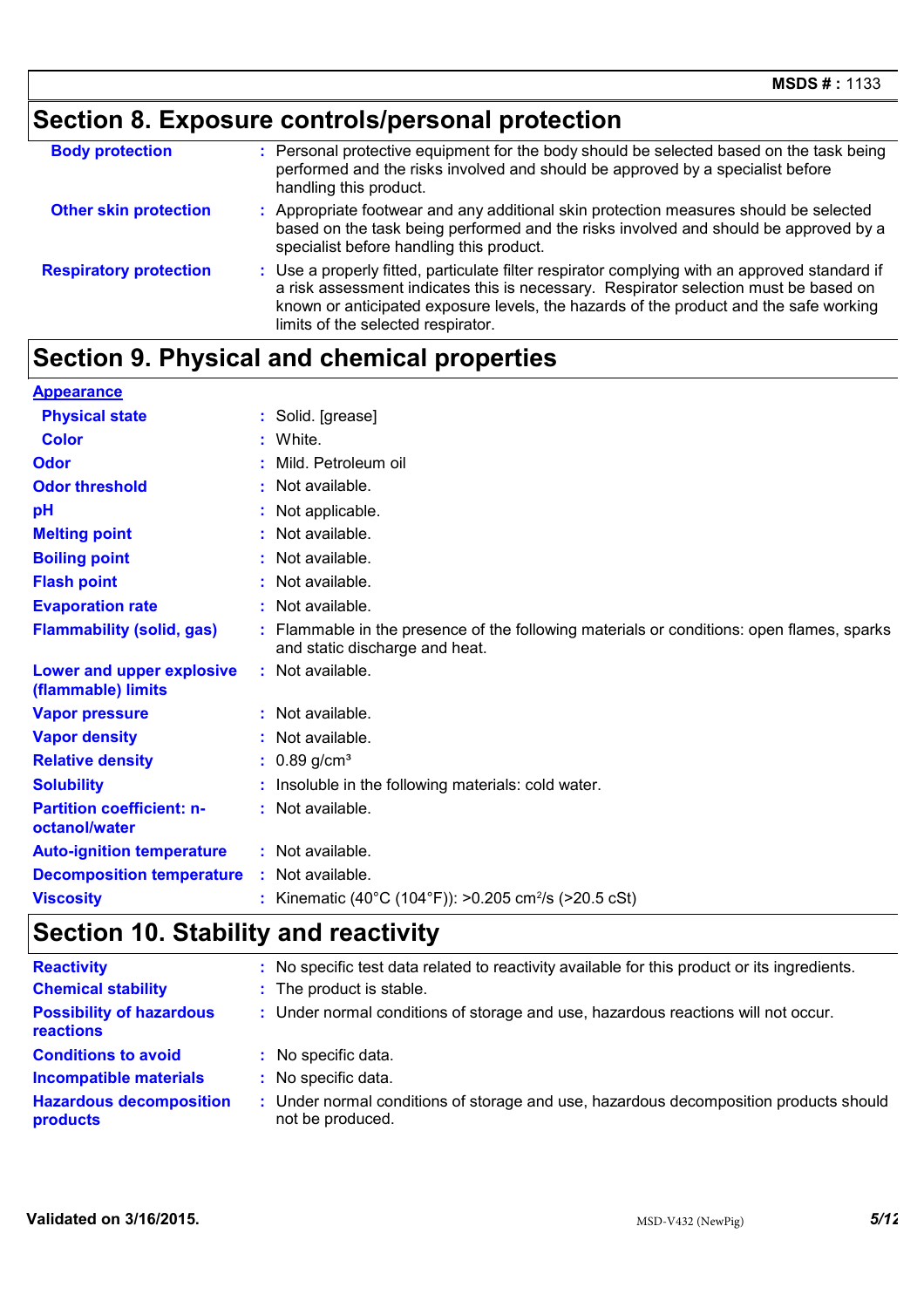## Section 8. Exposure controls/personal protection

| | |
|---|---|
| **Body protection** | Personal protective equipment for the body should be selected based on the task being performed and the risks involved and should be approved by a specialist before handling this product. |
| **Other skin protection** | Appropriate footwear and any additional skin protection measures should be selected based on the task being performed and the risks involved and should be approved by a specialist before handling this product. |
| **Respiratory protection** | Use a properly fitted, particulate filter respirator complying with an approved standard if a risk assessment indicates this is necessary. Respirator selection must be based on known or anticipated exposure levels, the hazards of the product and the safe working limits of the selected respirator. |

## Section 9. Physical and chemical properties

**Appearance**

| | |
|---|---|
| **Physical state** | Solid. [grease] |
| **Color** | White. |
| **Odor** | Mild. Petroleum oil |
| **Odor threshold** | Not available. |
| **pH** | Not applicable. |
| **Melting point** | Not available. |
| **Boiling point** | Not available. |
| **Flash point** | Not available. |
| **Evaporation rate** | Not available. |
| **Flammability (solid, gas)** | Flammable in the presence of the following materials or conditions: open flames, sparks and static discharge and heat. |
| **Lower and upper explosive (flammable) limits** | Not available. |
| **Vapor pressure** | Not available. |
| **Vapor density** | Not available. |
| **Relative density** | 0.89 g/cm³ |
| **Solubility** | Insoluble in the following materials: cold water. |
| **Partition coefficient: n-octanol/water** | Not available. |
| **Auto-ignition temperature** | Not available. |
| **Decomposition temperature** | Not available. |
| **Viscosity** | Kinematic (40°C (104°F)): >0.205 $cm^2/s$ (>20.5 cSt) |

## Section 10. Stability and reactivity

| | |
|---|---|
| **Reactivity** | No specific test data related to reactivity available for this product or its ingredients. |
| **Chemical stability** | The product is stable. |
| **Possibility of hazardous reactions** | Under normal conditions of storage and use, hazardous reactions will not occur. |
| **Conditions to avoid** | No specific data. |
| **Incompatible materials** | No specific data. |
| **Hazardous decomposition products** | Under normal conditions of storage and use, hazardous decomposition products should not be produced. |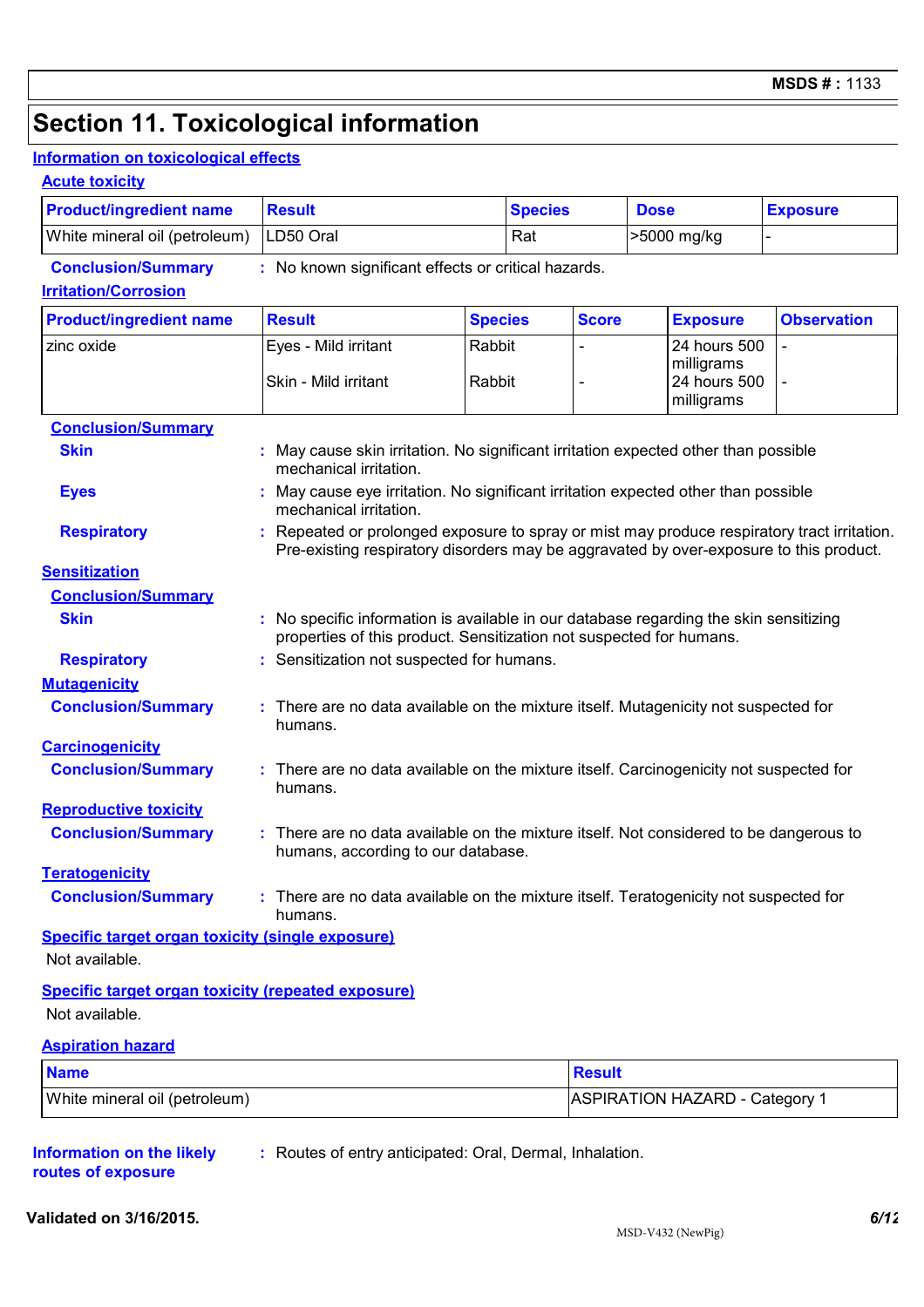# Section 11. Toxicological information

## Information on toxicological effects

### Acute toxicity

| Product/ingredient name | Result | Species | Dose | Exposure |
|---|---|---|---|---|
| White mineral oil (petroleum) | LD50 Oral | Rat | >5000 mg/kg | - |

**Conclusion/Summary** : No known significant effects or critical hazards.

### Irritation/Corrosion

| Product/ingredient name | Result | Species | Score | Exposure | Observation |
|---|---|---|---|---|---|
| zinc oxide | Eyes - Mild irritant | Rabbit | - | 24 hours 500 milligrams | - |
| | Skin - Mild irritant | Rabbit | - | 24 hours 500 milligrams | - |

**Conclusion/Summary**

**Skin** : May cause skin irritation. No significant irritation expected other than possible mechanical irritation.

**Eyes** : May cause eye irritation. No significant irritation expected other than possible mechanical irritation.

**Respiratory** : Repeated or prolonged exposure to spray or mist may produce respiratory tract irritation. Pre-existing respiratory disorders may be aggravated by over-exposure to this product.

### Sensitization

**Conclusion/Summary**

**Skin** : No specific information is available in our database regarding the skin sensitizing properties of this product. Sensitization not suspected for humans.

**Respiratory** : Sensitization not suspected for humans.

### Mutagenicity

**Conclusion/Summary** : There are no data available on the mixture itself. Mutagenicity not suspected for humans.

### Carcinogenicity

**Conclusion/Summary** : There are no data available on the mixture itself. Carcinogenicity not suspected for humans.

### Reproductive toxicity

**Conclusion/Summary** : There are no data available on the mixture itself. Not considered to be dangerous to humans, according to our database.

### Teratogenicity

**Conclusion/Summary** : There are no data available on the mixture itself. Teratogenicity not suspected for humans.

### Specific target organ toxicity (single exposure)

Not available.

### Specific target organ toxicity (repeated exposure)

Not available.

### Aspiration hazard

| Name | Result |
|---|---|
| White mineral oil (petroleum) | ASPIRATION HAZARD - Category 1 |

**Information on the likely routes of exposure** : Routes of entry anticipated: Oral, Dermal, Inhalation.

**Validated on 3/16/2015.**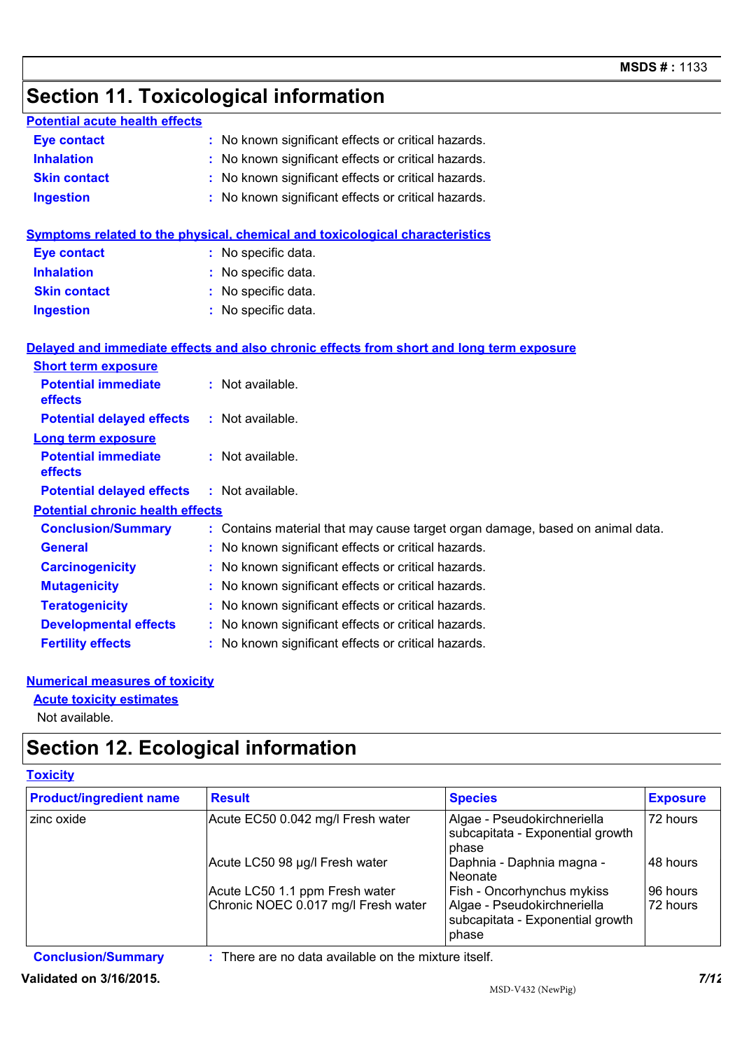## Section 11. Toxicological information

**Potential acute health effects**

**Eye contact** : No known significant effects or critical hazards.

**Inhalation** : No known significant effects or critical hazards.

**Skin contact** : No known significant effects or critical hazards.

**Ingestion** : No known significant effects or critical hazards.

**Symptoms related to the physical, chemical and toxicological characteristics**

**Eye contact** : No specific data.

**Inhalation** : No specific data.

**Skin contact** : No specific data.

**Ingestion** : No specific data.

**Delayed and immediate effects and also chronic effects from short and long term exposure**

**Short term exposure**

**Potential immediate effects** : Not available.

**Potential delayed effects** : Not available.

**Long term exposure**

**Potential immediate effects** : Not available.

**Potential delayed effects** : Not available.

**Potential chronic health effects**

**Conclusion/Summary** : Contains material that may cause target organ damage, based on animal data.

**General** : No known significant effects or critical hazards.

**Carcinogenicity** : No known significant effects or critical hazards.

**Mutagenicity** : No known significant effects or critical hazards.

**Teratogenicity** : No known significant effects or critical hazards.

**Developmental effects** : No known significant effects or critical hazards.

**Fertility effects** : No known significant effects or critical hazards.

**Numerical measures of toxicity**

**Acute toxicity estimates**

Not available.

## Section 12. Ecological information

**Toxicity**

| Product/ingredient name | Result | Species | Exposure |
|---|---|---|---|
| zinc oxide | Acute EC50 0.042 mg/l Fresh water | Algae - Pseudokirchneriella subcapitata - Exponential growth phase | 72 hours |
| | Acute LC50 98 µg/l Fresh water | Daphnia - Daphnia magna - Neonate | 48 hours |
| | Acute LC50 1.1 ppm Fresh water | Fish - Oncorhynchus mykiss | 96 hours |
| | Chronic NOEC 0.017 mg/l Fresh water | Algae - Pseudokirchneriella subcapitata - Exponential growth phase | 72 hours |

**Conclusion/Summary** : There are no data available on the mixture itself.

**Validated on 3/16/2015.**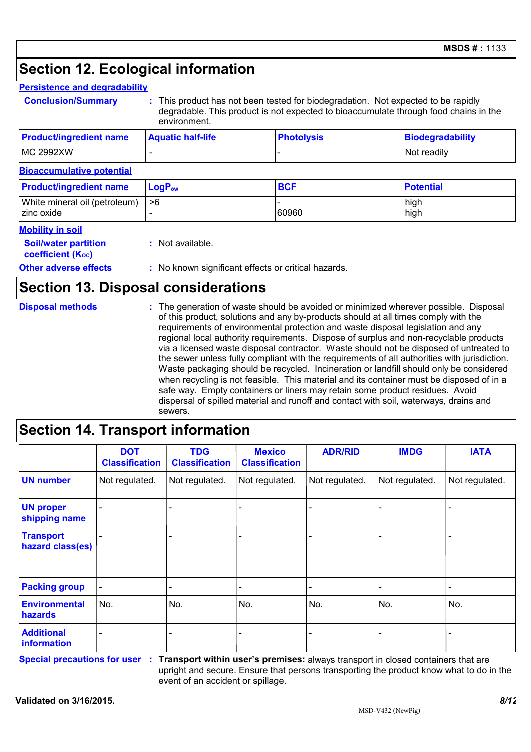## Section 12. Ecological information

### Persistence and degradability

**Conclusion/Summary** : This product has not been tested for biodegradation. Not expected to be rapidly degradable. This product is not expected to bioaccumulate through food chains in the environment.

| Product/ingredient name | Aquatic half-life | Photolysis | Biodegradability |
|---|---|---|---|
| MC 2992XW | - | - | Not readily |

### Bioaccumulative potential

| Product/ingredient name | $LogP_{ow}$ | BCF | Potential |
|---|---|---|---|
| White mineral oil (petroleum) | >6 | - | high |
| zinc oxide | - | 60960 | high |

### Mobility in soil

**Soil/water partition coefficient ($K_{OC}$)** : Not available.

**Other adverse effects** : No known significant effects or critical hazards.

## Section 13. Disposal considerations

**Disposal methods** : The generation of waste should be avoided or minimized wherever possible. Disposal of this product, solutions and any by-products should at all times comply with the requirements of environmental protection and waste disposal legislation and any regional local authority requirements. Dispose of surplus and non-recyclable products via a licensed waste disposal contractor. Waste should not be disposed of untreated to the sewer unless fully compliant with the requirements of all authorities with jurisdiction. Waste packaging should be recycled. Incineration or landfill should only be considered when recycling is not feasible. This material and its container must be disposed of in a safe way. Empty containers or liners may retain some product residues. Avoid dispersal of spilled material and runoff and contact with soil, waterways, drains and sewers.

## Section 14. Transport information

| | DOT Classification | TDG Classification | Mexico Classification | ADR/RID | IMDG | IATA |
|---|---|---|---|---|---|---|
| **UN number** | Not regulated. | Not regulated. | Not regulated. | Not regulated. | Not regulated. | Not regulated. |
| **UN proper shipping name** | - | - | - | - | - | - |
| **Transport hazard class(es)** | - | - | - | - | - | - |
| **Packing group** | - | - | - | - | - | - |
| **Environmental hazards** | No. | No. | No. | No. | No. | No. |
| **Additional information** | - | - | - | - | - | - |

**Special precautions for user** : **Transport within user's premises:** always transport in closed containers that are upright and secure. Ensure that persons transporting the product know what to do in the event of an accident or spillage.

**Validated on 3/16/2015.**

MSD-V432 (NewPig)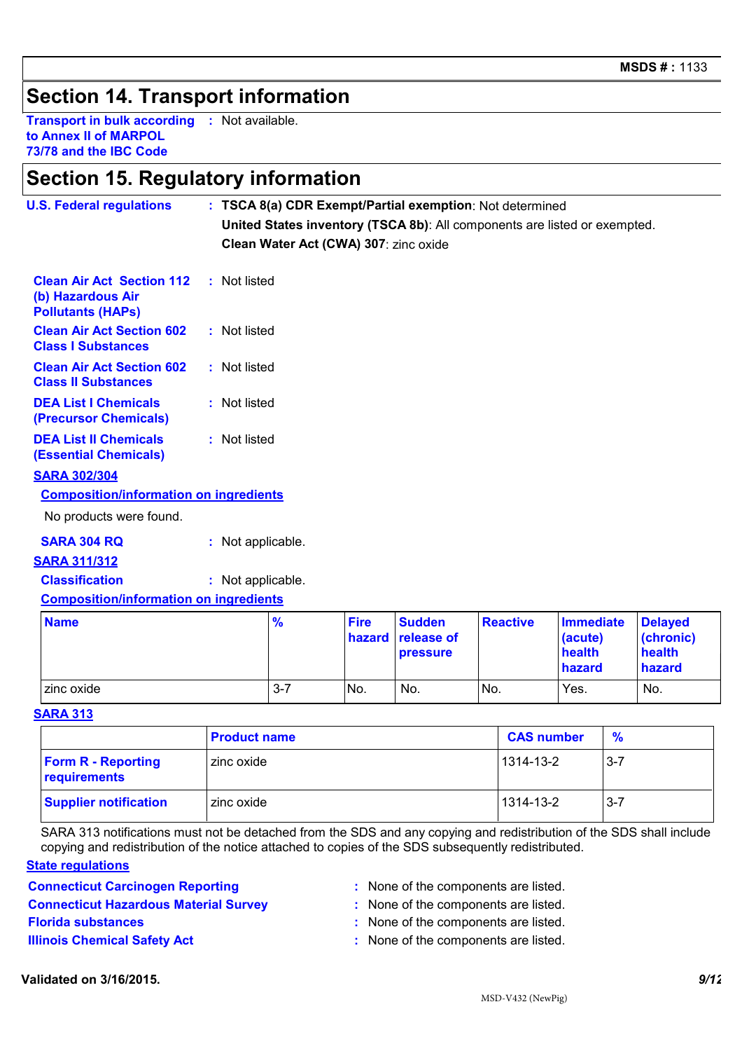## Section 14. Transport information

**Transport in bulk according to Annex II of MARPOL 73/78 and the IBC Code** : Not available.

## Section 15. Regulatory information

**U.S. Federal regulations** : **TSCA 8(a) CDR Exempt/Partial exemption**: Not determined

**United States inventory (TSCA 8b)**: All components are listed or exempted.

**Clean Water Act (CWA) 307**: zinc oxide

**Clean Air Act Section 112 (b) Hazardous Air Pollutants (HAPs)** : Not listed

**Clean Air Act Section 602 Class I Substances** : Not listed

**Clean Air Act Section 602 Class II Substances** : Not listed

**DEA List I Chemicals (Precursor Chemicals)** : Not listed

**DEA List II Chemicals (Essential Chemicals)** : Not listed

**SARA 302/304**

**Composition/information on ingredients**

No products were found.

**SARA 304 RQ** : Not applicable.

**SARA 311/312**

**Classification** : Not applicable.

**Composition/information on ingredients**

| Name | % | Fire hazard | Sudden release of pressure | Reactive | Immediate (acute) health hazard | Delayed (chronic) health hazard |
|---|---|---|---|---|---|---|
| zinc oxide | 3-7 | No. | No. | No. | Yes. | No. |

**SARA 313**

| | Product name | CAS number | % |
|---|---|---|---|
| **Form R - Reporting requirements** | zinc oxide | 1314-13-2 | 3-7 |
| **Supplier notification** | zinc oxide | 1314-13-2 | 3-7 |

SARA 313 notifications must not be detached from the SDS and any copying and redistribution of the SDS shall include copying and redistribution of the notice attached to copies of the SDS subsequently redistributed.

**State regulations**

**Connecticut Carcinogen Reporting** : None of the components are listed.

**Connecticut Hazardous Material Survey** : None of the components are listed.

**Florida substances** : None of the components are listed.

**Illinois Chemical Safety Act** : None of the components are listed.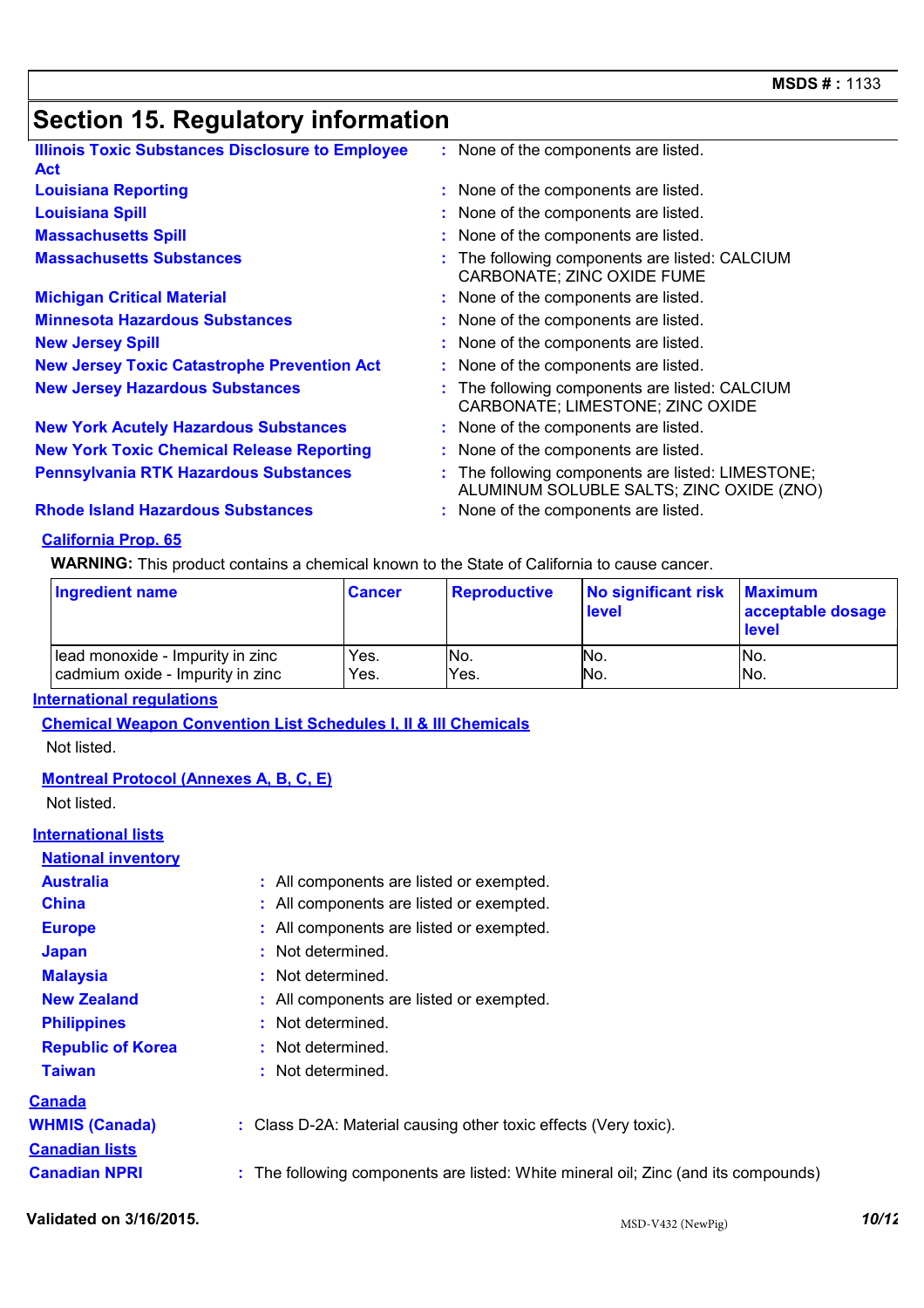## Section 15. Regulatory information

**Illinois Toxic Substances Disclosure to Employee Act** : None of the components are listed.

**Louisiana Reporting** : None of the components are listed.

**Louisiana Spill** : None of the components are listed.

**Massachusetts Spill** : None of the components are listed.

**Massachusetts Substances** : The following components are listed: CALCIUM CARBONATE; ZINC OXIDE FUME

**Michigan Critical Material** : None of the components are listed.

**Minnesota Hazardous Substances** : None of the components are listed.

**New Jersey Spill** : None of the components are listed.

**New Jersey Toxic Catastrophe Prevention Act** : None of the components are listed.

**New Jersey Hazardous Substances** : The following components are listed: CALCIUM CARBONATE; LIMESTONE; ZINC OXIDE

**New York Acutely Hazardous Substances** : None of the components are listed.

**New York Toxic Chemical Release Reporting** : None of the components are listed.

**Pennsylvania RTK Hazardous Substances** : The following components are listed: LIMESTONE; ALUMINUM SOLUBLE SALTS; ZINC OXIDE (ZNO)

**Rhode Island Hazardous Substances** : None of the components are listed.

### California Prop. 65

**WARNING:** This product contains a chemical known to the State of California to cause cancer.

| Ingredient name | Cancer | Reproductive | No significant risk level | Maximum acceptable dosage level |
|---|---|---|---|---|
| lead monoxide - Impurity in zinc | Yes. | No. | No. | No. |
| cadmium oxide - Impurity in zinc | Yes. | Yes. | No. | No. |

### International regulations

**Chemical Weapon Convention List Schedules I, II & III Chemicals**

Not listed.

**Montreal Protocol (Annexes A, B, C, E)**

Not listed.

### International lists

**National inventory**

**Australia** : All components are listed or exempted.

**China** : All components are listed or exempted.

**Europe** : All components are listed or exempted.

**Japan** : Not determined.

**Malaysia** : Not determined.

**New Zealand** : All components are listed or exempted.

**Philippines** : Not determined.

**Republic of Korea** : Not determined.

**Taiwan** : Not determined.

### Canada

**WHMIS (Canada)** : Class D-2A: Material causing other toxic effects (Very toxic).

**Canadian lists**

**Canadian NPRI** : The following components are listed: White mineral oil; Zinc (and its compounds)

**Validated on 3/16/2015.**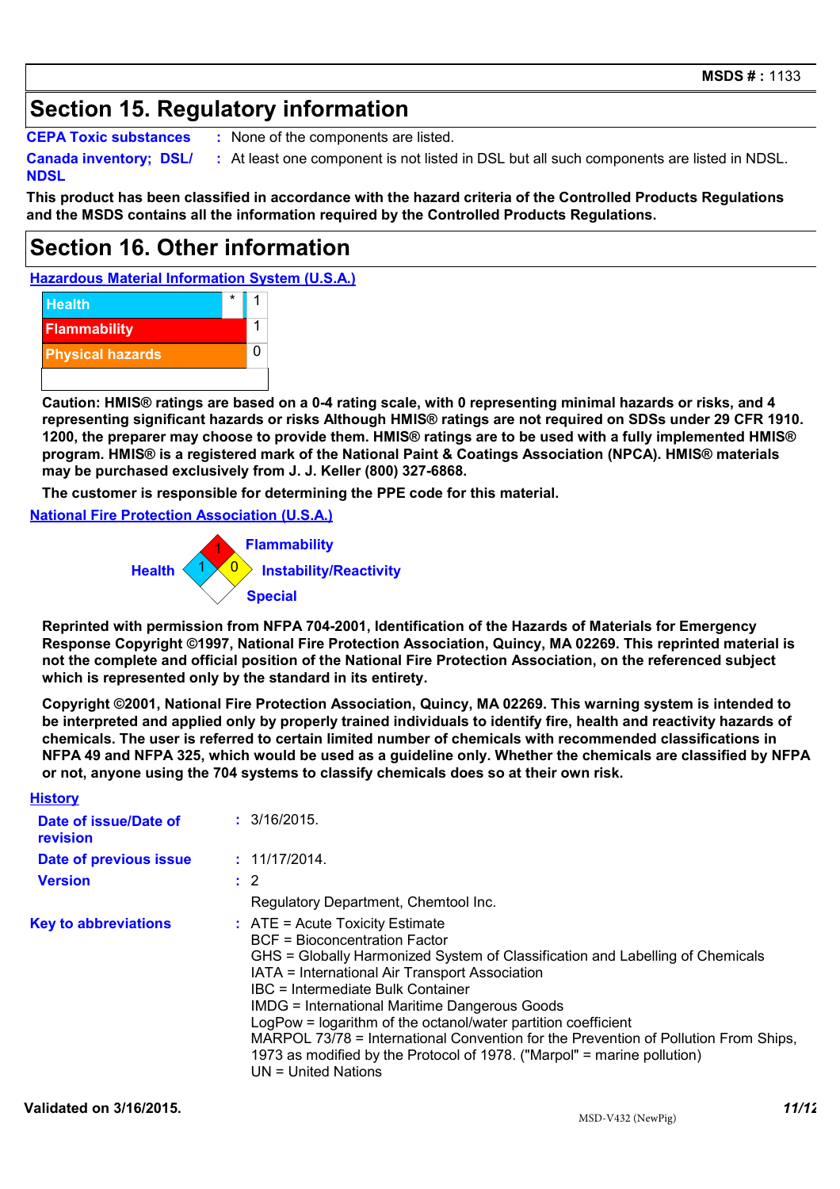## Section 15. Regulatory information

**CEPA Toxic substances** : None of the components are listed.

**Canada inventory; DSL/ NDSL** : At least one component is not listed in DSL but all such components are listed in NDSL.

**This product has been classified in accordance with the hazard criteria of the Controlled Products Regulations and the MSDS contains all the information required by the Controlled Products Regulations.**

## Section 16. Other information

### Hazardous Material Information System (U.S.A.)

| | | |
|---|---|---|
| Health | * | 1 |
| Flammability | | 1 |
| Physical hazards | | 0 |

**Caution: HMIS® ratings are based on a 0-4 rating scale, with 0 representing minimal hazards or risks, and 4 representing significant hazards or risks Although HMIS® ratings are not required on SDSs under 29 CFR 1910. 1200, the preparer may choose to provide them. HMIS® ratings are to be used with a fully implemented HMIS® program. HMIS® is a registered mark of the National Paint & Coatings Association (NPCA). HMIS® materials may be purchased exclusively from J. J. Keller (800) 327-6868.**

**The customer is responsible for determining the PPE code for this material.**

### National Fire Protection Association (U.S.A.)

- Flammability: 1
- Health: 1
- Instability/Reactivity: 0
- Special:

**Reprinted with permission from NFPA 704-2001, Identification of the Hazards of Materials for Emergency Response Copyright ©1997, National Fire Protection Association, Quincy, MA 02269. This reprinted material is not the complete and official position of the National Fire Protection Association, on the referenced subject which is represented only by the standard in its entirety.**

**Copyright ©2001, National Fire Protection Association, Quincy, MA 02269. This warning system is intended to be interpreted and applied only by properly trained individuals to identify fire, health and reactivity hazards of chemicals. The user is referred to certain limited number of chemicals with recommended classifications in NFPA 49 and NFPA 325, which would be used as a guideline only. Whether the chemicals are classified by NFPA or not, anyone using the 704 systems to classify chemicals does so at their own risk.**

### History

**Date of issue/Date of revision** : 3/16/2015.

**Date of previous issue** : 11/17/2014.

**Version** : 2

Regulatory Department, Chemtool Inc.

**Key to abbreviations** :
ATE = Acute Toxicity Estimate
BCF = Bioconcentration Factor
GHS = Globally Harmonized System of Classification and Labelling of Chemicals
IATA = International Air Transport Association
IBC = Intermediate Bulk Container
IMDG = International Maritime Dangerous Goods
LogPow = logarithm of the octanol/water partition coefficient
MARPOL 73/78 = International Convention for the Prevention of Pollution From Ships, 1973 as modified by the Protocol of 1978. ("Marpol" = marine pollution)
UN = United Nations

**Validated on 3/16/2015.**

MSD-V432 (NewPig)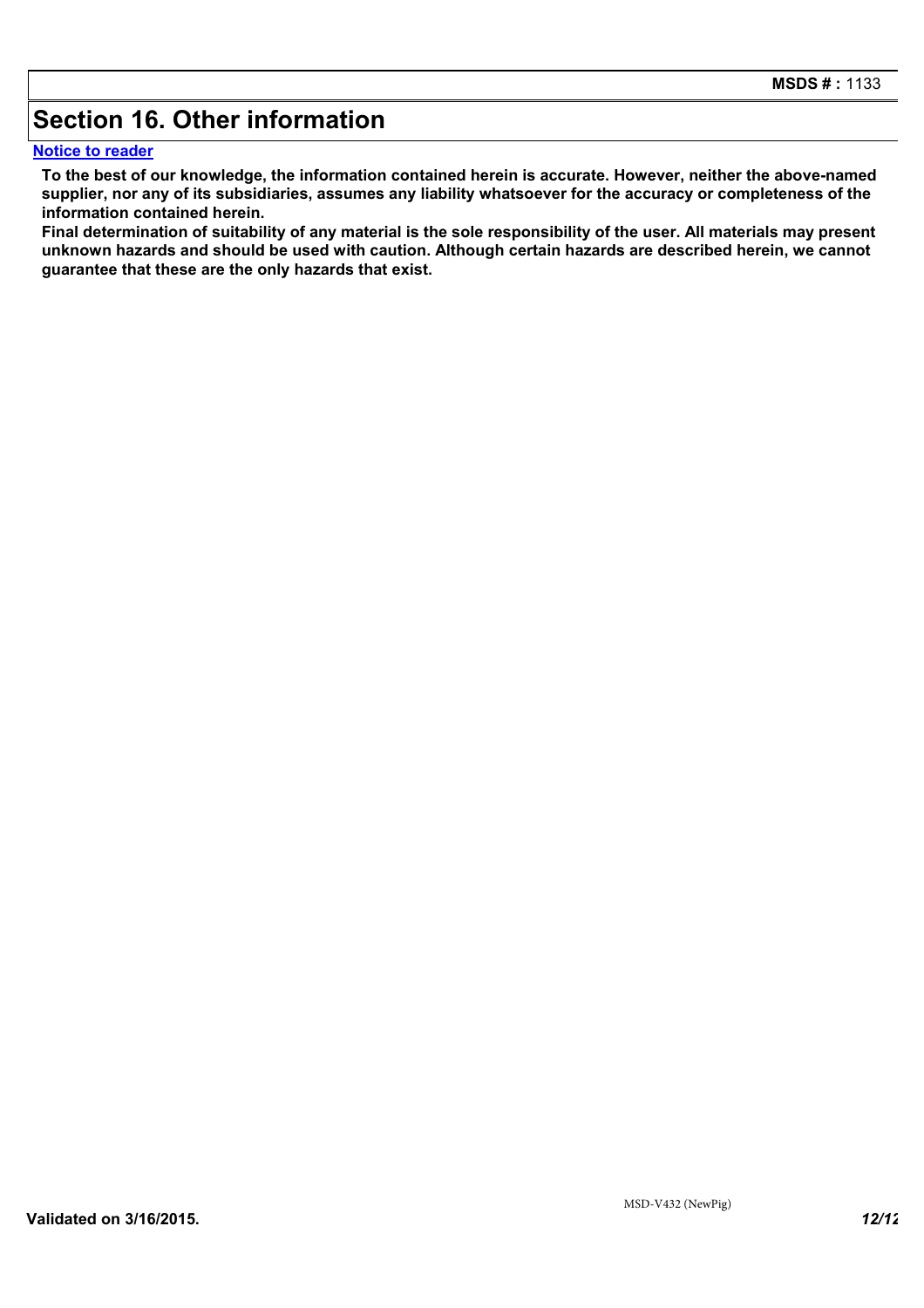## Section 16. Other information

**Notice to reader**

**To the best of our knowledge, the information contained herein is accurate. However, neither the above-named supplier, nor any of its subsidiaries, assumes any liability whatsoever for the accuracy or completeness of the information contained herein.**

**Final determination of suitability of any material is the sole responsibility of the user. All materials may present unknown hazards and should be used with caution. Although certain hazards are described herein, we cannot guarantee that these are the only hazards that exist.**